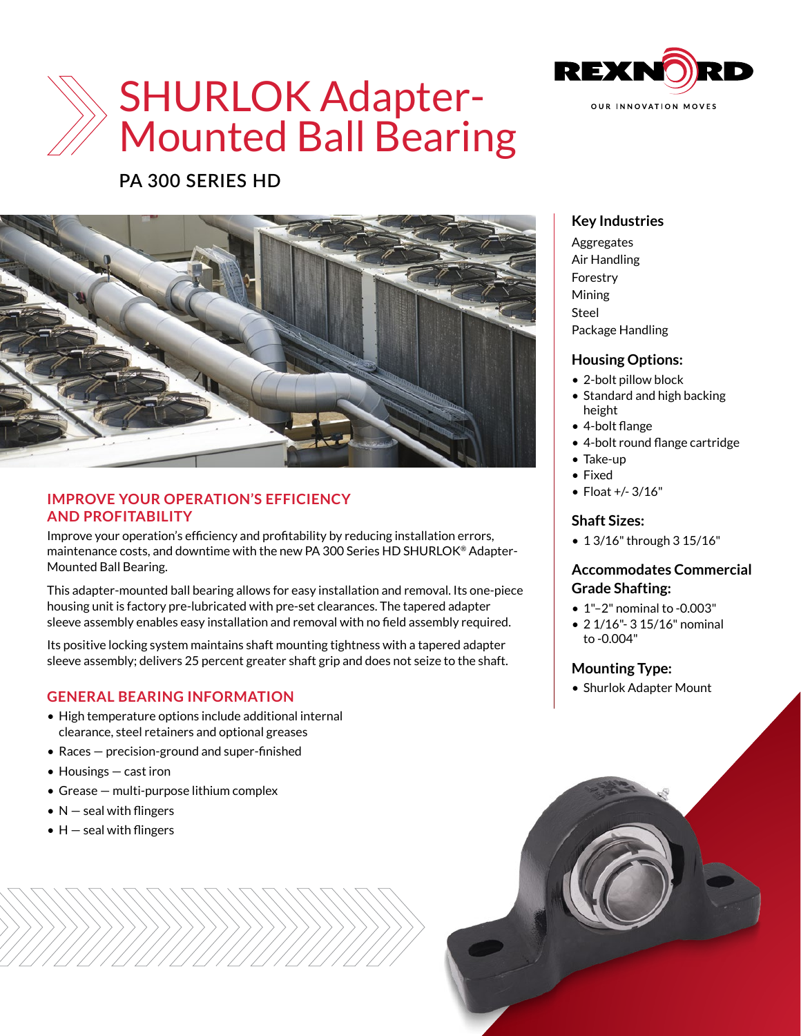# SHURLOK Adapter-Mounted Ball Bearing

## PA 300 SERIES HD

### IMPROVE YOUR OPERATION'S EFFICIENCY AND PROFITABILITY

Improve your operation's efficiency and profitability by reducing installation errors, maintenance costs, and downtime with the new PA 300 Series HD SHURLOK® Adapter-Mounted Ball Bearing.

This adapter-mounted ball bearing allows for easy installation and removal. Its one-piece housing unit is factory pre-lubricated with pre-set clearances. The tapered adapter sleeve assembly enables easy installation and removal with no field assembly required.

Its positive locking system maintains shaft mounting tightness with a tapered adapter sleeve assembly; delivers 25 percent greater shaft grip and does not seize to the shaft.

### GENERAL BEARING INFORMATION

- High temperature options include additional internal clearance, steel retainers and optional greases
- Races — precision-ground and super-finished
- Housings — cast iron
- Grease — multi-purpose lithium complex
- N — seal with flingers
- H — seal with flingers

### Key Industries

Aggregates
Air Handling
Forestry
Mining
Steel
Package Handling

### Housing Options:

- 2-bolt pillow block
- Standard and high backing height
- 4-bolt flange
- 4-bolt round flange cartridge
- Take-up
- Fixed
- Float +/- 3/16"

### Shaft Sizes:

- 1 3/16" through 3 15/16"

### Accommodates Commercial Grade Shafting:

- 1"–2" nominal to -0.003"
- 2 1/16"- 3 15/16" nominal to -0.004"

### Mounting Type:

- Shurlok Adapter Mount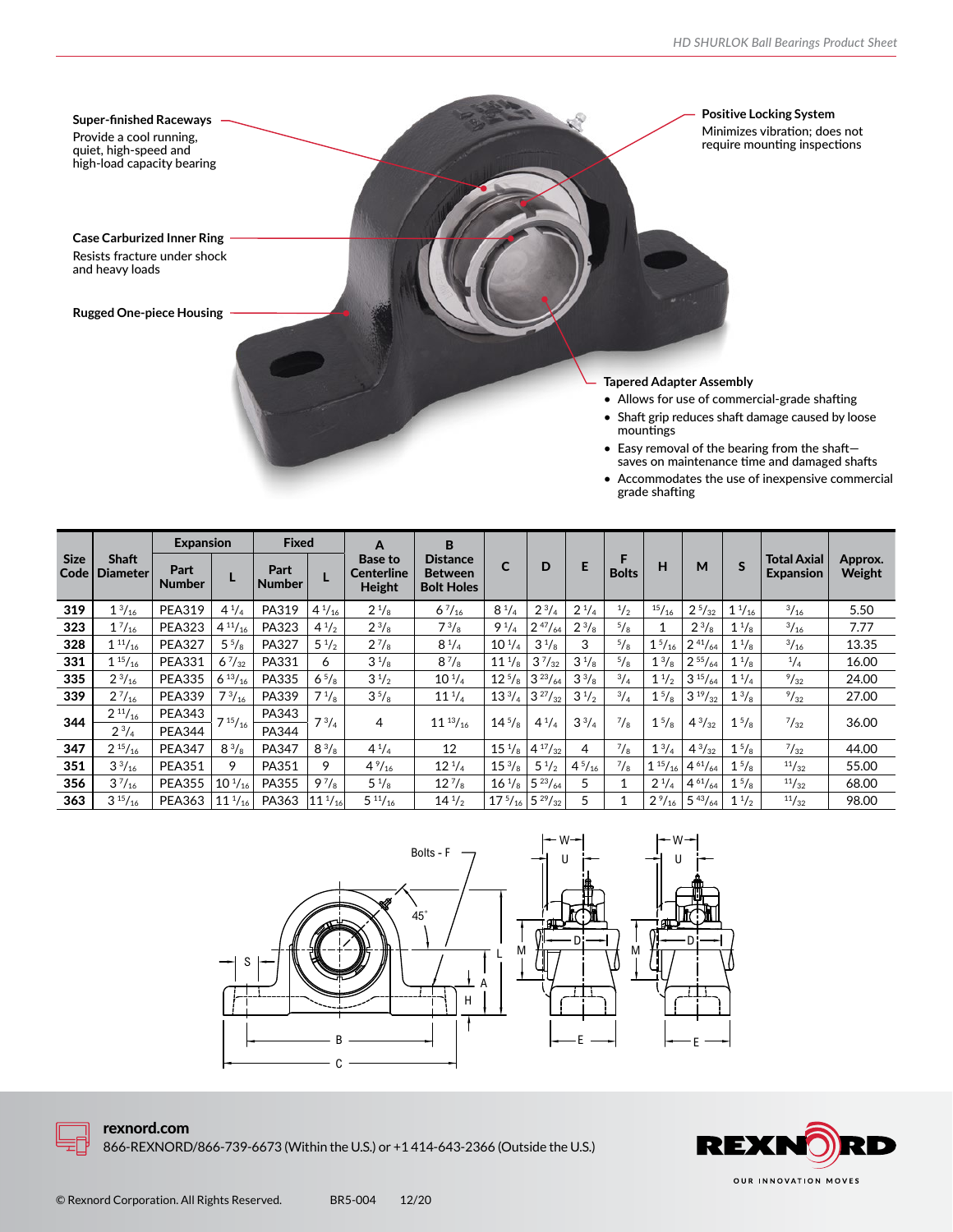**Super-finished Raceways**
Provide a cool running, quiet, high-speed and high-load capacity bearing

**Case Carburized Inner Ring**
Resists fracture under shock and heavy loads

**Rugged One-piece Housing**

**Positive Locking System**
Minimizes vibration; does not require mounting inspections

**Tapered Adapter Assembly**

- Allows for use of commercial-grade shafting
- Shaft grip reduces shaft damage caused by loose mountings
- Easy removal of the bearing from the shaft—saves on maintenance time and damaged shafts
- Accommodates the use of inexpensive commercial grade shafting

| Size Code | Shaft Diameter | Expansion | | Fixed | | A Base to Centerline Height | B Distance Between Bolt Holes | C | D | E | F Bolts | H | M | S | Total Axial Expansion | Approx. Weight |
|---|---|---|---|---|---|---|---|---|---|---|---|---|---|---|---|---|
| | | Part Number | L | Part Number | L | | | | | | | | | | | |
| 319 | 1 3/16 | PEA319 | 4 1/4 | PA319 | 4 1/16 | 2 1/8 | 6 7/16 | 8 1/4 | 2 3/4 | 2 1/4 | 1/2 | 15/16 | 2 5/32 | 1 1/16 | 3/16 | 5.50 |
| 323 | 1 7/16 | PEA323 | 4 11/16 | PA323 | 4 1/2 | 2 3/8 | 7 3/8 | 9 1/4 | 2 47/64 | 2 3/8 | 5/8 | 1 | 2 3/8 | 1 1/8 | 3/16 | 7.77 |
| 328 | 1 11/16 | PEA327 | 5 5/8 | PA327 | 5 1/2 | 2 7/8 | 8 1/4 | 10 1/4 | 3 1/8 | 3 | 5/8 | 1 5/16 | 2 41/64 | 1 1/8 | 3/16 | 13.35 |
| 331 | 1 15/16 | PEA331 | 6 7/32 | PA331 | 6 | 3 1/8 | 8 7/8 | 11 1/8 | 3 7/32 | 3 1/8 | 5/8 | 1 3/8 | 2 55/64 | 1 1/8 | 1/4 | 16.00 |
| 335 | 2 3/16 | PEA335 | 6 13/16 | PA335 | 6 5/8 | 3 1/2 | 10 1/4 | 12 5/8 | 3 23/64 | 3 3/8 | 3/4 | 1 1/2 | 3 15/64 | 1 1/4 | 9/32 | 24.00 |
| 339 | 2 7/16 | PEA339 | 7 3/16 | PA339 | 7 1/8 | 3 5/8 | 11 1/4 | 13 3/4 | 3 27/32 | 3 1/2 | 3/4 | 1 5/8 | 3 19/32 | 1 3/8 | 9/32 | 27.00 |
| 344 | 2 11/16 | PEA343 | 7 15/16 | PA343 | 7 3/4 | 4 | 11 13/16 | 14 5/8 | 4 1/4 | 3 3/4 | 7/8 | 1 5/8 | 4 3/32 | 1 5/8 | 7/32 | 36.00 |
| | 2 3/4 | PEA344 | | PA344 | | | | | | | | | | | | |
| 347 | 2 15/16 | PEA347 | 8 3/8 | PA347 | 8 3/8 | 4 1/4 | 12 | 15 1/8 | 4 17/32 | 4 | 7/8 | 1 3/4 | 4 3/32 | 1 5/8 | 7/32 | 44.00 |
| 351 | 3 3/16 | PEA351 | 9 | PA351 | 9 | 4 9/16 | 12 1/4 | 15 3/8 | 5 1/2 | 4 5/16 | 7/8 | 1 15/16 | 4 61/64 | 1 5/8 | 11/32 | 55.00 |
| 356 | 3 7/16 | PEA355 | 10 1/16 | PA355 | 9 7/8 | 5 1/8 | 12 7/8 | 16 1/8 | 5 23/64 | 5 | 1 | 2 1/4 | 4 61/64 | 1 5/8 | 11/32 | 68.00 |
| 363 | 3 15/16 | PEA363 | 11 1/16 | PA363 | 11 1/16 | 5 11/16 | 14 1/2 | 17 5/16 | 5 29/32 | 5 | 1 | 2 9/16 | 5 43/64 | 1 1/2 | 11/32 | 98.00 |

Bolts - F
45°
S
L
A
H
B
C
W
U
M
D
E

**rexnord.com**
866-REXNORD/866-739-6673 (Within the U.S.) or +1 414-643-2366 (Outside the U.S.)

REXNORD
OUR INNOVATION MOVES

© Rexnord Corporation. All Rights Reserved. BR5-004 12/20